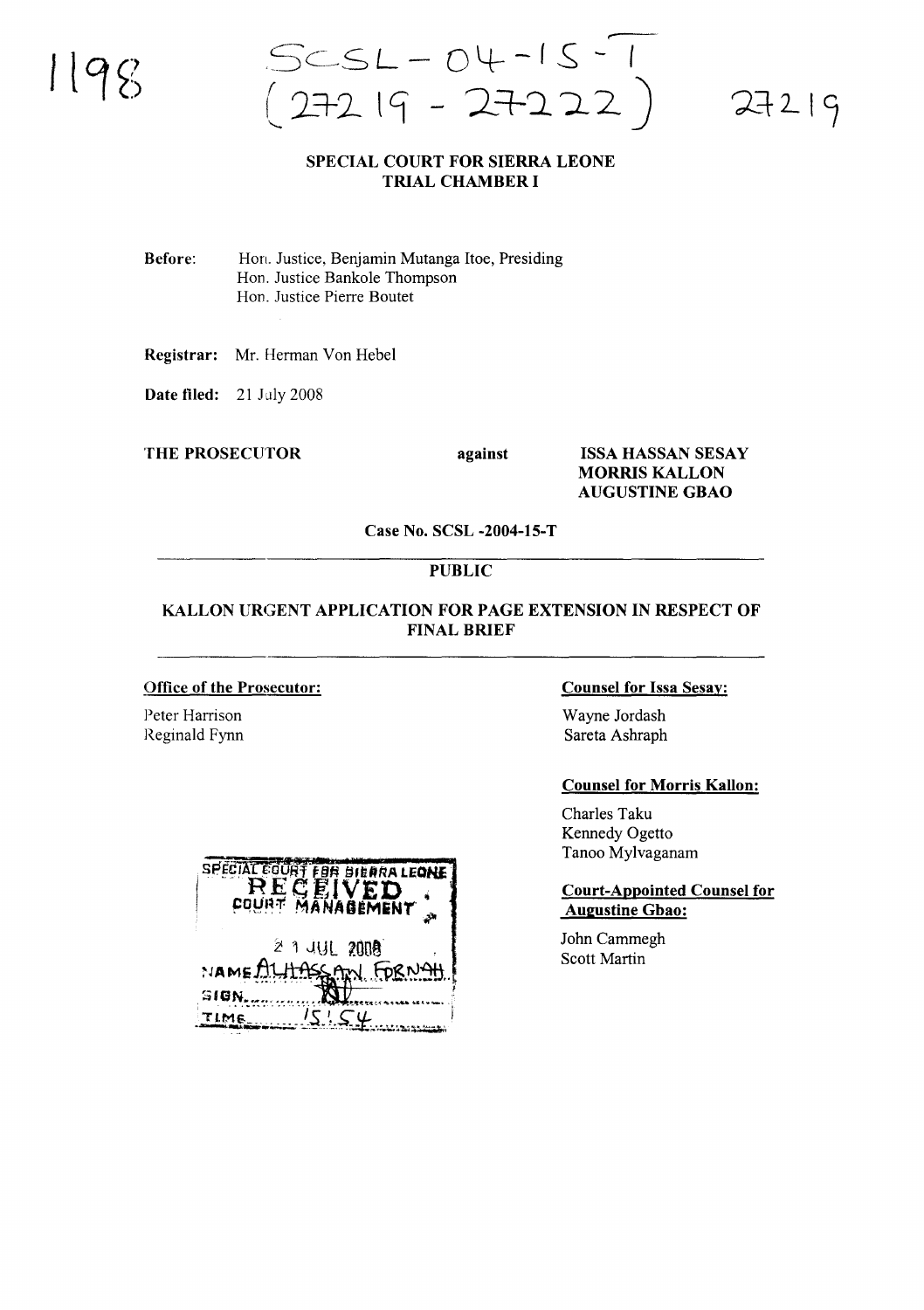1198

SCSL – 04 – 15 – T
(27219 – 27222)

27219

**SPECIAL COURT FOR SIERRA LEONE**
**TRIAL CHAMBER I**

**Before:** Hon. Justice, Benjamin Mutanga Itoe, Presiding
Hon. Justice Bankole Thompson
Hon. Justice Pierre Boutet

**Registrar:** Mr. Herman Von Hebel

**Date filed:** 21 July 2008

**THE PROSECUTOR** **against** **ISSA HASSAN SESAY**
**MORRIS KALLON**
**AUGUSTINE GBAO**

**Case No. SCSL -2004-15-T**

**PUBLIC**

**KALLON URGENT APPLICATION FOR PAGE EXTENSION IN RESPECT OF FINAL BRIEF**

**Office of the Prosecutor:**

Peter Harrison
Reginald Fynn

**Counsel for Issa Sesay:**

Wayne Jordash
Sareta Ashraph

**Counsel for Morris Kallon:**

Charles Taku
Kennedy Ogetto
Tanoo Mylvaganam

**Court-Appointed Counsel for Augustine Gbao:**

John Cammegh
Scott Martin

SPECIAL COURT FOR SIERRA LEONE
RECEIVED
COURT MANAGEMENT
21 JUL 2008
NAME ALHASSAN FORNAH
SIGN
TIME 15:54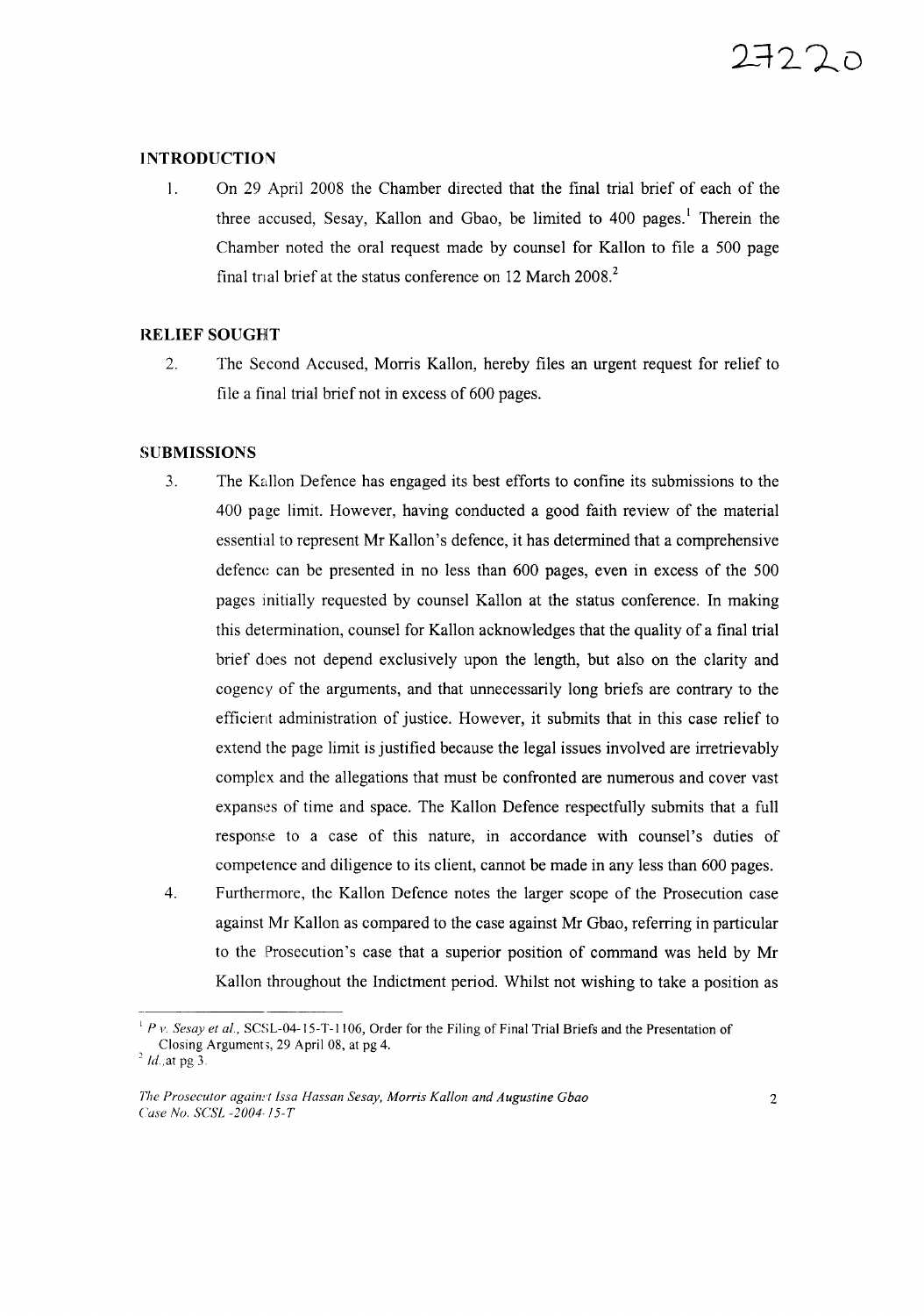## INTRODUCTION

1. On 29 April 2008 the Chamber directed that the final trial brief of each of the three accused, Sesay, Kallon and Gbao, be limited to 400 pages.[1] Therein the Chamber noted the oral request made by counsel for Kallon to file a 500 page final trial brief at the status conference on 12 March 2008.[2]

## RELIEF SOUGHT

2. The Second Accused, Morris Kallon, hereby files an urgent request for relief to file a final trial brief not in excess of 600 pages.

## SUBMISSIONS

3. The Kallon Defence has engaged its best efforts to confine its submissions to the 400 page limit. However, having conducted a good faith review of the material essential to represent Mr Kallon's defence, it has determined that a comprehensive defence can be presented in no less than 600 pages, even in excess of the 500 pages initially requested by counsel Kallon at the status conference. In making this determination, counsel for Kallon acknowledges that the quality of a final trial brief does not depend exclusively upon the length, but also on the clarity and cogency of the arguments, and that unnecessarily long briefs are contrary to the efficient administration of justice. However, it submits that in this case relief to extend the page limit is justified because the legal issues involved are irretrievably complex and the allegations that must be confronted are numerous and cover vast expanses of time and space. The Kallon Defence respectfully submits that a full response to a case of this nature, in accordance with counsel's duties of competence and diligence to its client, cannot be made in any less than 600 pages.

4. Furthermore, the Kallon Defence notes the larger scope of the Prosecution case against Mr Kallon as compared to the case against Mr Gbao, referring in particular to the Prosecution's case that a superior position of command was held by Mr Kallon throughout the Indictment period. Whilst not wishing to take a position as

---

[1] *P v. Sesay et al.*, SCSL-04-15-T-1106, Order for the Filing of Final Trial Briefs and the Presentation of Closing Arguments, 29 April 08, at pg 4.

[2] *Id.*, at pg 3.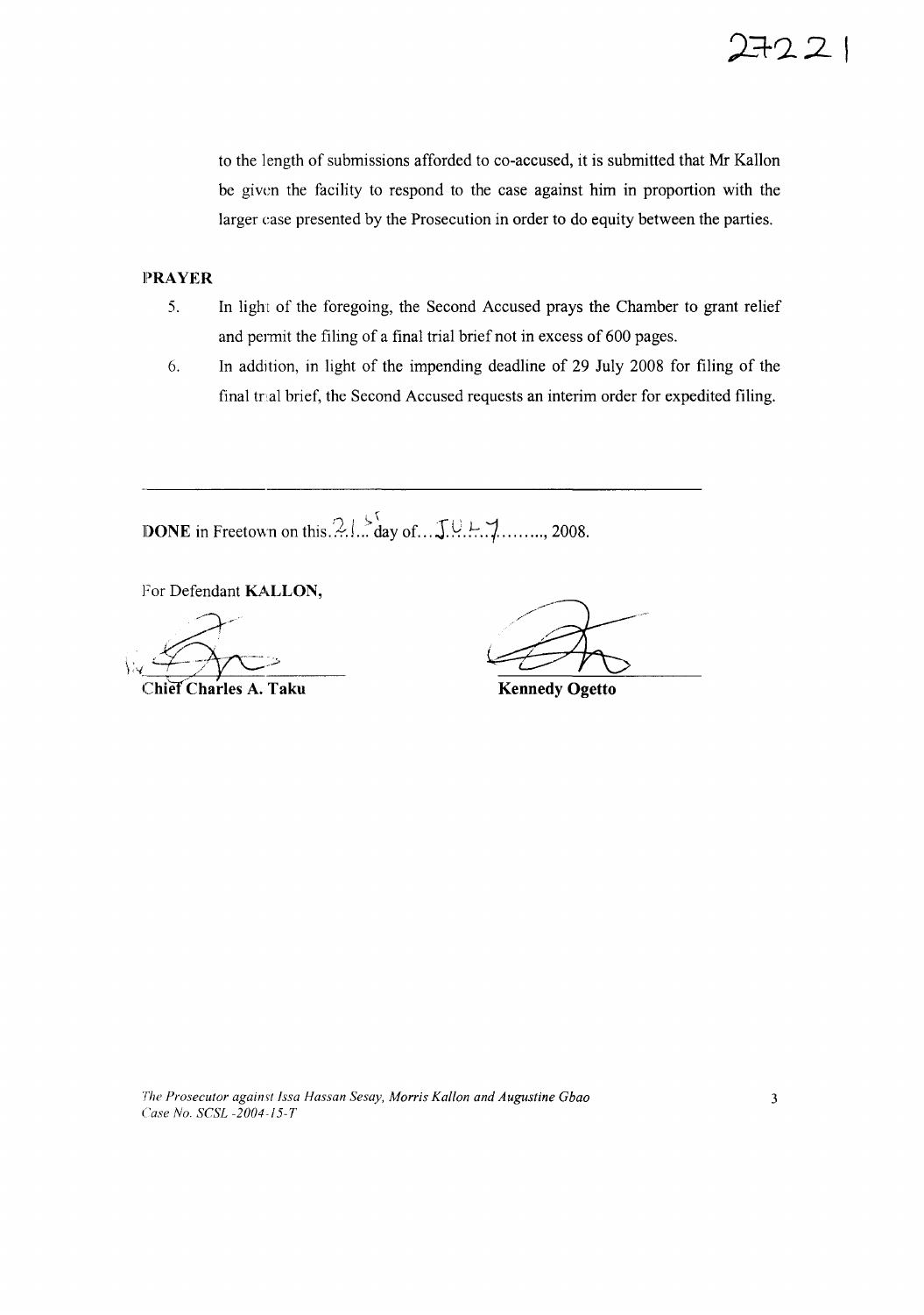to the length of submissions afforded to co-accused, it is submitted that Mr Kallon be given the facility to respond to the case against him in proportion with the larger case presented by the Prosecution in order to do equity between the parties.

**PRAYER**

5. In light of the foregoing, the Second Accused prays the Chamber to grant relief and permit the filing of a final trial brief not in excess of 600 pages.
6. In addition, in light of the impending deadline of 29 July 2008 for filing of the final trial brief, the Second Accused requests an interim order for expedited filing.

---

**DONE** in Freetown on this 21st day of JULY, 2008.

For Defendant **KALLON**,

| | |
|---|---|
| **Chief Charles A. Taku** | **Kennedy Ogetto** |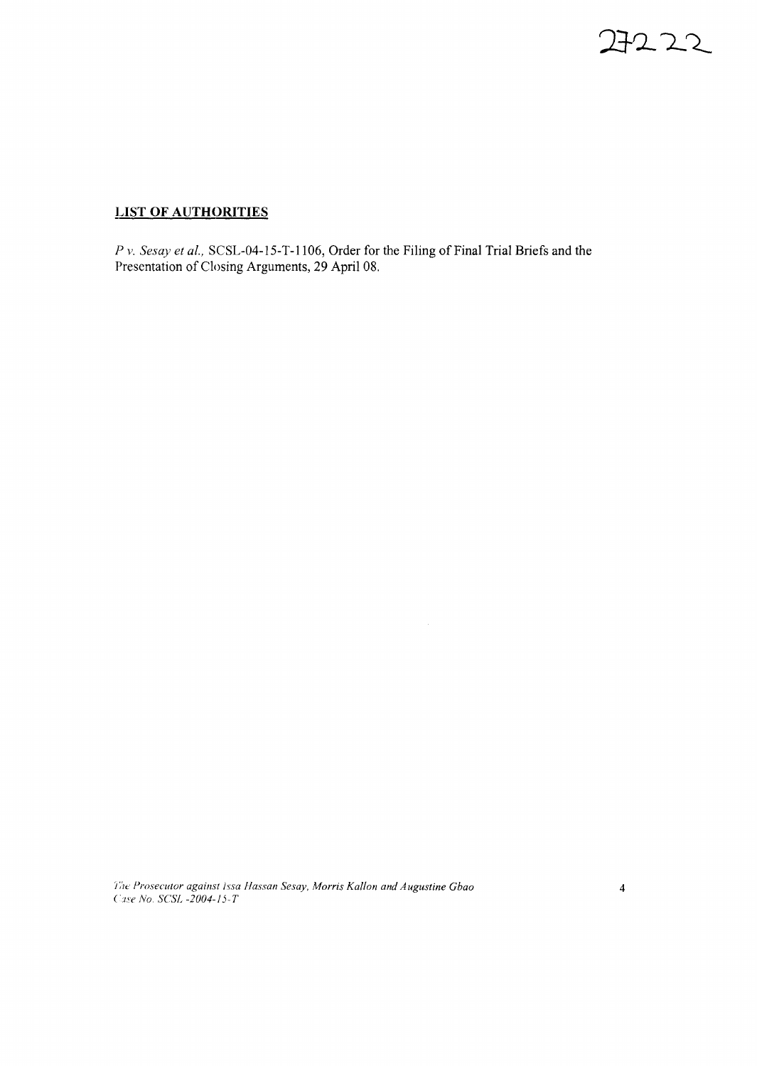## LIST OF AUTHORITIES

*P v. Sesay et al.*, SCSL-04-15-T-1106, Order for the Filing of Final Trial Briefs and the Presentation of Closing Arguments, 29 April 08.